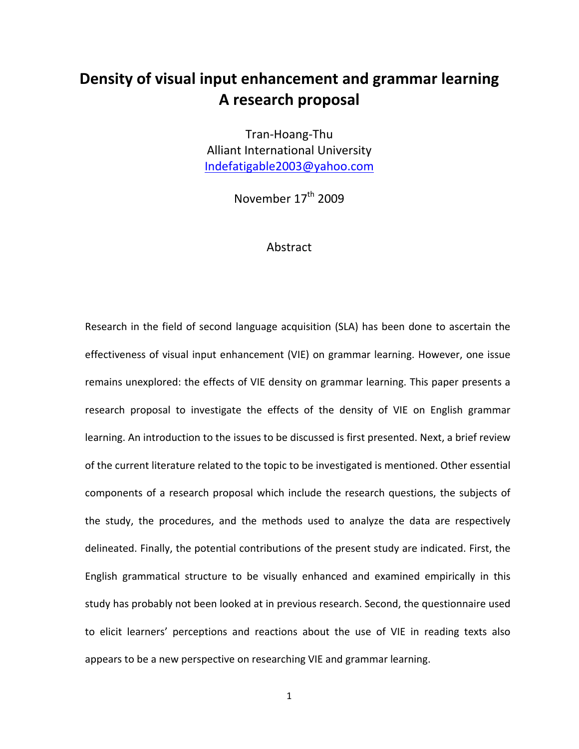# Density of visual input enhancement and grammar learning A research proposal

Tran-Hoang-Thu
Alliant International University
Indefatigable2003@yahoo.com

November 17th 2009

## Abstract

Research in the field of second language acquisition (SLA) has been done to ascertain the effectiveness of visual input enhancement (VIE) on grammar learning. However, one issue remains unexplored: the effects of VIE density on grammar learning. This paper presents a research proposal to investigate the effects of the density of VIE on English grammar learning. An introduction to the issues to be discussed is first presented. Next, a brief review of the current literature related to the topic to be investigated is mentioned. Other essential components of a research proposal which include the research questions, the subjects of the study, the procedures, and the methods used to analyze the data are respectively delineated. Finally, the potential contributions of the present study are indicated. First, the English grammatical structure to be visually enhanced and examined empirically in this study has probably not been looked at in previous research. Second, the questionnaire used to elicit learners' perceptions and reactions about the use of VIE in reading texts also appears to be a new perspective on researching VIE and grammar learning.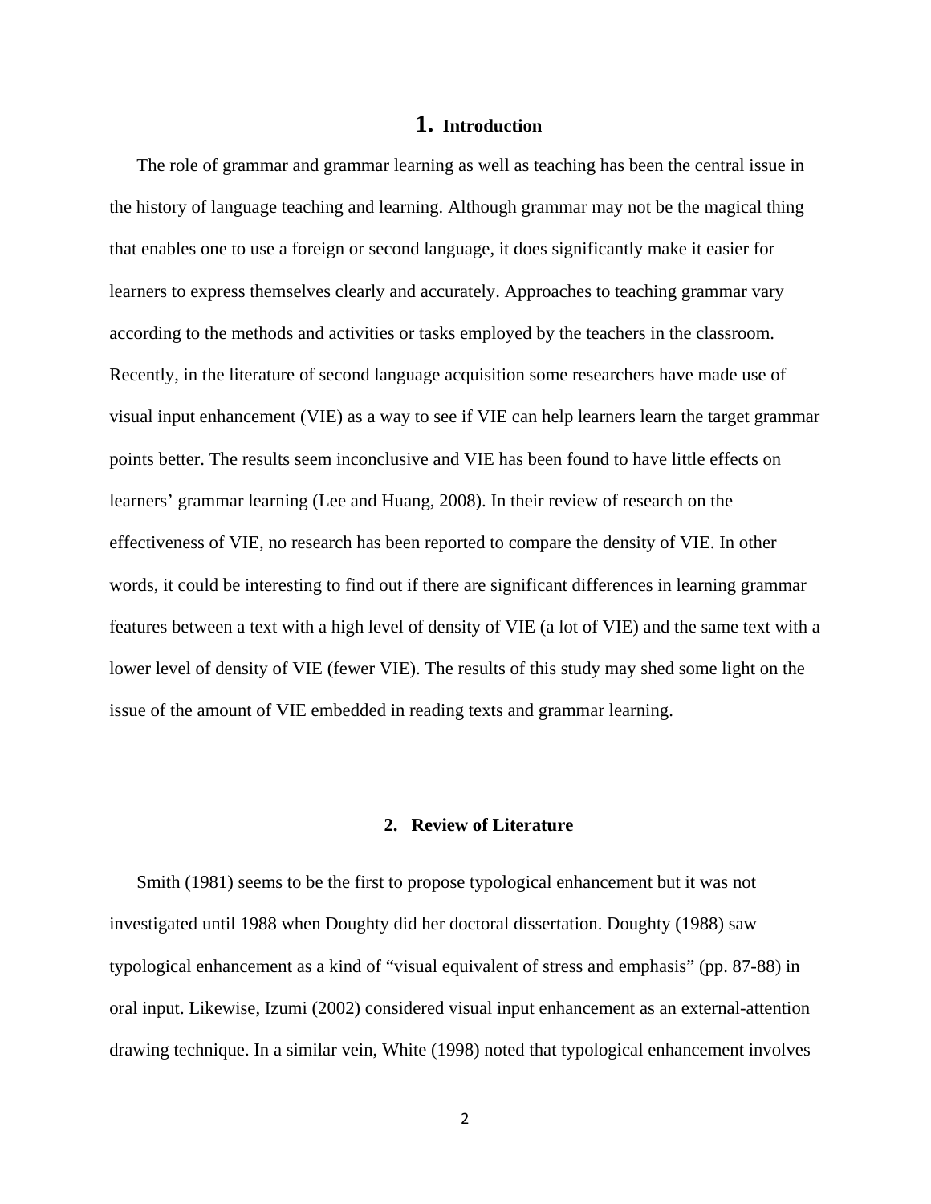# 1. Introduction

The role of grammar and grammar learning as well as teaching has been the central issue in the history of language teaching and learning. Although grammar may not be the magical thing that enables one to use a foreign or second language, it does significantly make it easier for learners to express themselves clearly and accurately. Approaches to teaching grammar vary according to the methods and activities or tasks employed by the teachers in the classroom. Recently, in the literature of second language acquisition some researchers have made use of visual input enhancement (VIE) as a way to see if VIE can help learners learn the target grammar points better. The results seem inconclusive and VIE has been found to have little effects on learners' grammar learning (Lee and Huang, 2008). In their review of research on the effectiveness of VIE, no research has been reported to compare the density of VIE. In other words, it could be interesting to find out if there are significant differences in learning grammar features between a text with a high level of density of VIE (a lot of VIE) and the same text with a lower level of density of VIE (fewer VIE). The results of this study may shed some light on the issue of the amount of VIE embedded in reading texts and grammar learning.

## 2. Review of Literature

Smith (1981) seems to be the first to propose typological enhancement but it was not investigated until 1988 when Doughty did her doctoral dissertation. Doughty (1988) saw typological enhancement as a kind of "visual equivalent of stress and emphasis" (pp. 87-88) in oral input. Likewise, Izumi (2002) considered visual input enhancement as an external-attention drawing technique. In a similar vein, White (1998) noted that typological enhancement involves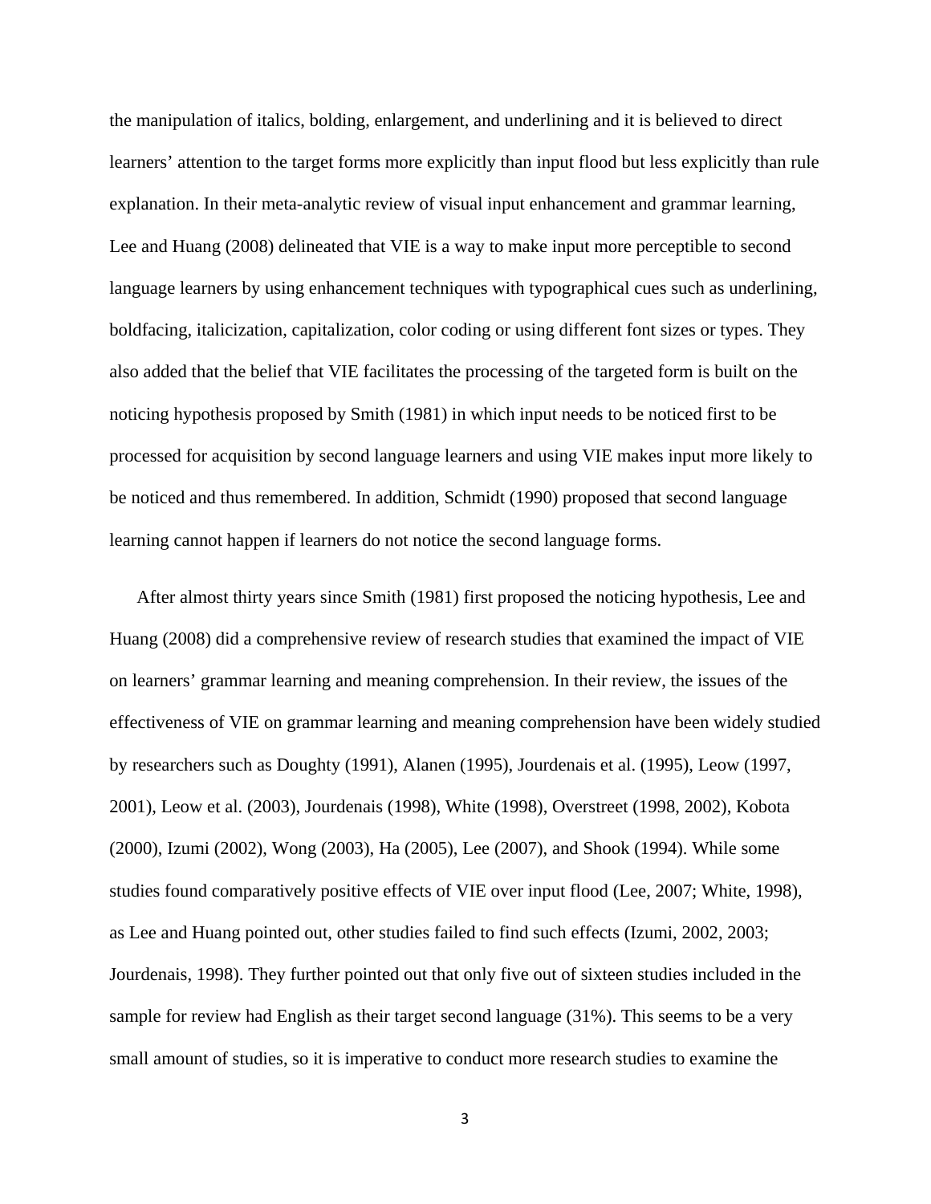the manipulation of italics, bolding, enlargement, and underlining and it is believed to direct learners' attention to the target forms more explicitly than input flood but less explicitly than rule explanation. In their meta-analytic review of visual input enhancement and grammar learning, Lee and Huang (2008) delineated that VIE is a way to make input more perceptible to second language learners by using enhancement techniques with typographical cues such as underlining, boldfacing, italicization, capitalization, color coding or using different font sizes or types. They also added that the belief that VIE facilitates the processing of the targeted form is built on the noticing hypothesis proposed by Smith (1981) in which input needs to be noticed first to be processed for acquisition by second language learners and using VIE makes input more likely to be noticed and thus remembered. In addition, Schmidt (1990) proposed that second language learning cannot happen if learners do not notice the second language forms.

After almost thirty years since Smith (1981) first proposed the noticing hypothesis, Lee and Huang (2008) did a comprehensive review of research studies that examined the impact of VIE on learners' grammar learning and meaning comprehension. In their review, the issues of the effectiveness of VIE on grammar learning and meaning comprehension have been widely studied by researchers such as Doughty (1991), Alanen (1995), Jourdenais et al. (1995), Leow (1997, 2001), Leow et al. (2003), Jourdenais (1998), White (1998), Overstreet (1998, 2002), Kobota (2000), Izumi (2002), Wong (2003), Ha (2005), Lee (2007), and Shook (1994). While some studies found comparatively positive effects of VIE over input flood (Lee, 2007; White, 1998), as Lee and Huang pointed out, other studies failed to find such effects (Izumi, 2002, 2003; Jourdenais, 1998). They further pointed out that only five out of sixteen studies included in the sample for review had English as their target second language (31%). This seems to be a very small amount of studies, so it is imperative to conduct more research studies to examine the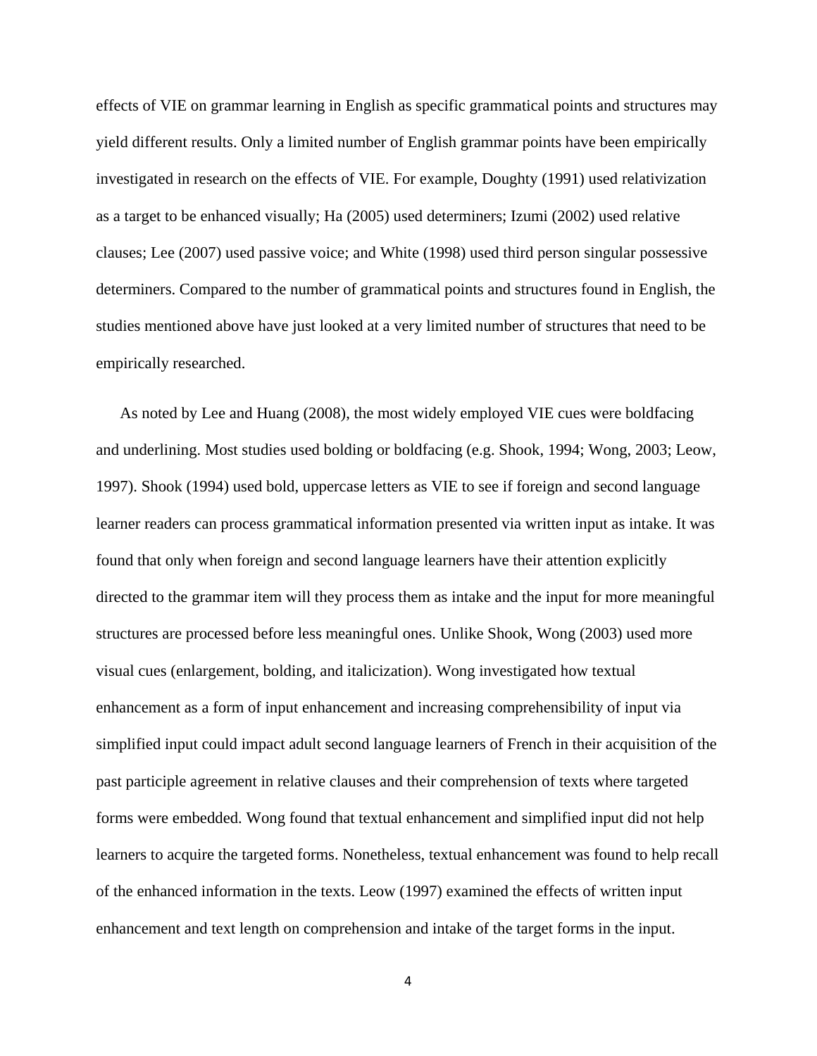effects of VIE on grammar learning in English as specific grammatical points and structures may yield different results. Only a limited number of English grammar points have been empirically investigated in research on the effects of VIE. For example, Doughty (1991) used relativization as a target to be enhanced visually; Ha (2005) used determiners; Izumi (2002) used relative clauses; Lee (2007) used passive voice; and White (1998) used third person singular possessive determiners. Compared to the number of grammatical points and structures found in English, the studies mentioned above have just looked at a very limited number of structures that need to be empirically researched.

As noted by Lee and Huang (2008), the most widely employed VIE cues were boldfacing and underlining. Most studies used bolding or boldfacing (e.g. Shook, 1994; Wong, 2003; Leow, 1997). Shook (1994) used bold, uppercase letters as VIE to see if foreign and second language learner readers can process grammatical information presented via written input as intake. It was found that only when foreign and second language learners have their attention explicitly directed to the grammar item will they process them as intake and the input for more meaningful structures are processed before less meaningful ones. Unlike Shook, Wong (2003) used more visual cues (enlargement, bolding, and italicization). Wong investigated how textual enhancement as a form of input enhancement and increasing comprehensibility of input via simplified input could impact adult second language learners of French in their acquisition of the past participle agreement in relative clauses and their comprehension of texts where targeted forms were embedded. Wong found that textual enhancement and simplified input did not help learners to acquire the targeted forms. Nonetheless, textual enhancement was found to help recall of the enhanced information in the texts. Leow (1997) examined the effects of written input enhancement and text length on comprehension and intake of the target forms in the input.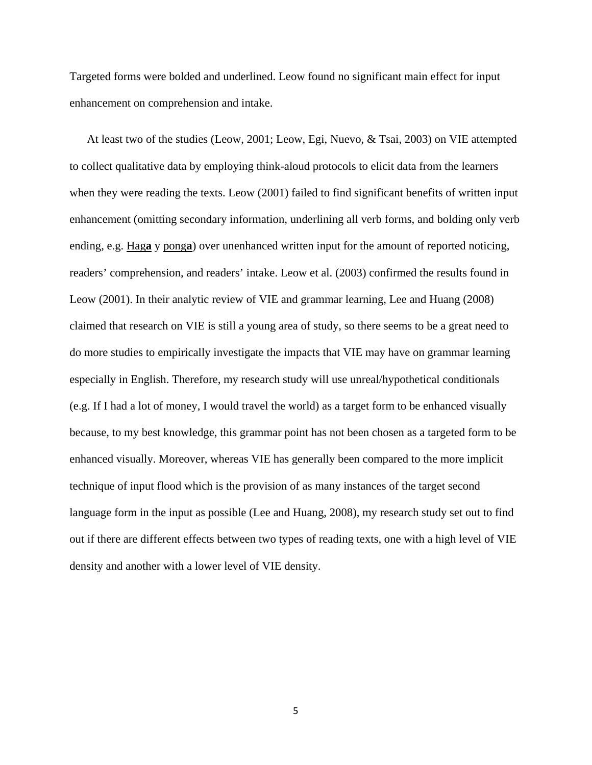Targeted forms were bolded and underlined. Leow found no significant main effect for input enhancement on comprehension and intake.

At least two of the studies (Leow, 2001; Leow, Egi, Nuevo, & Tsai, 2003) on VIE attempted to collect qualitative data by employing think-aloud protocols to elicit data from the learners when they were reading the texts. Leow (2001) failed to find significant benefits of written input enhancement (omitting secondary information, underlining all verb forms, and bolding only verb ending, e.g. <u>Hag**a**</u> y <u>pong**a**</u>) over unenhanced written input for the amount of reported noticing, readers' comprehension, and readers' intake. Leow et al. (2003) confirmed the results found in Leow (2001). In their analytic review of VIE and grammar learning, Lee and Huang (2008) claimed that research on VIE is still a young area of study, so there seems to be a great need to do more studies to empirically investigate the impacts that VIE may have on grammar learning especially in English. Therefore, my research study will use unreal/hypothetical conditionals (e.g. If I had a lot of money, I would travel the world) as a target form to be enhanced visually because, to my best knowledge, this grammar point has not been chosen as a targeted form to be enhanced visually. Moreover, whereas VIE has generally been compared to the more implicit technique of input flood which is the provision of as many instances of the target second language form in the input as possible (Lee and Huang, 2008), my research study set out to find out if there are different effects between two types of reading texts, one with a high level of VIE density and another with a lower level of VIE density.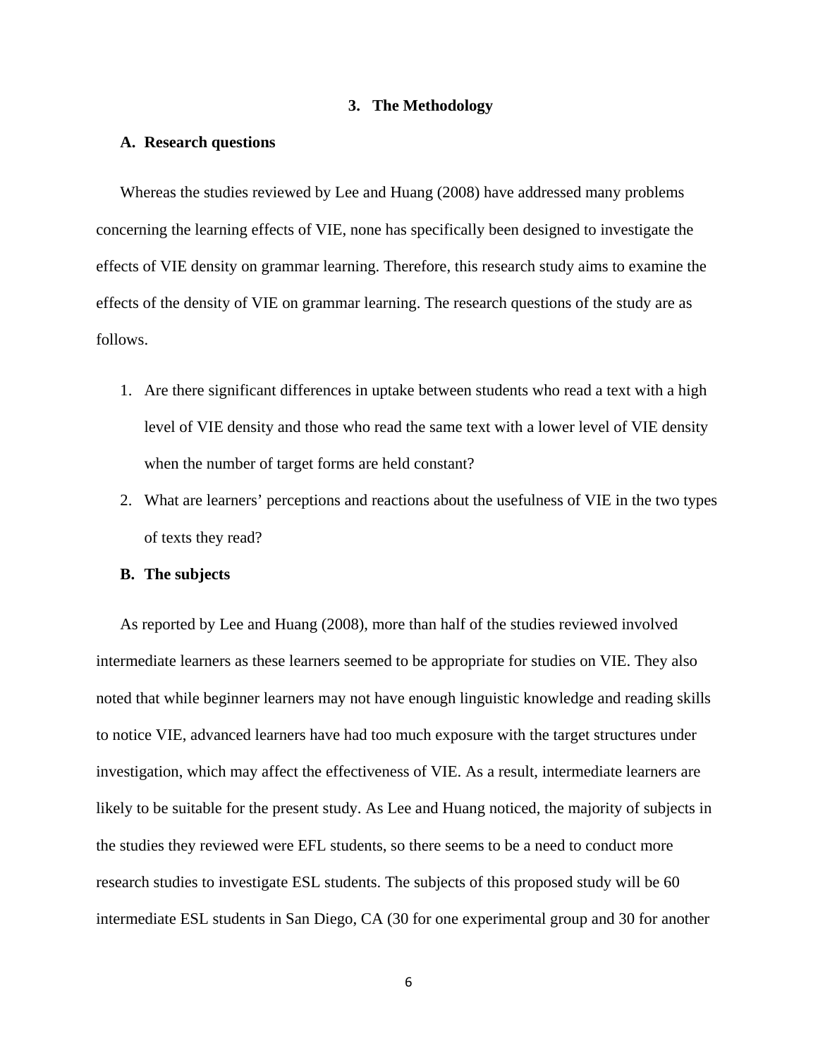## 3. The Methodology

### A. Research questions

Whereas the studies reviewed by Lee and Huang (2008) have addressed many problems concerning the learning effects of VIE, none has specifically been designed to investigate the effects of VIE density on grammar learning. Therefore, this research study aims to examine the effects of the density of VIE on grammar learning. The research questions of the study are as follows.

1. Are there significant differences in uptake between students who read a text with a high level of VIE density and those who read the same text with a lower level of VIE density when the number of target forms are held constant?
2. What are learners' perceptions and reactions about the usefulness of VIE in the two types of texts they read?

### B. The subjects

As reported by Lee and Huang (2008), more than half of the studies reviewed involved intermediate learners as these learners seemed to be appropriate for studies on VIE. They also noted that while beginner learners may not have enough linguistic knowledge and reading skills to notice VIE, advanced learners have had too much exposure with the target structures under investigation, which may affect the effectiveness of VIE. As a result, intermediate learners are likely to be suitable for the present study. As Lee and Huang noticed, the majority of subjects in the studies they reviewed were EFL students, so there seems to be a need to conduct more research studies to investigate ESL students. The subjects of this proposed study will be 60 intermediate ESL students in San Diego, CA (30 for one experimental group and 30 for another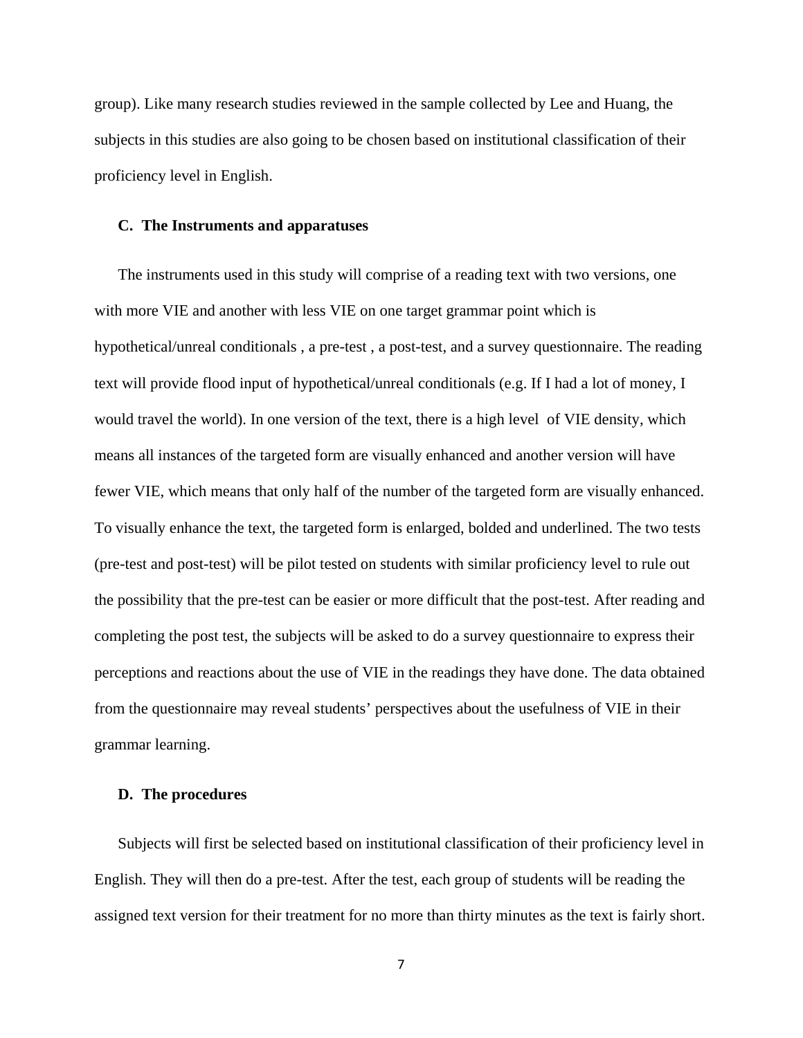group). Like many research studies reviewed in the sample collected by Lee and Huang, the subjects in this studies are also going to be chosen based on institutional classification of their proficiency level in English.

### C. The Instruments and apparatuses

The instruments used in this study will comprise of a reading text with two versions, one with more VIE and another with less VIE on one target grammar point which is hypothetical/unreal conditionals , a pre-test , a post-test, and a survey questionnaire. The reading text will provide flood input of hypothetical/unreal conditionals (e.g. If I had a lot of money, I would travel the world). In one version of the text, there is a high level of VIE density, which means all instances of the targeted form are visually enhanced and another version will have fewer VIE, which means that only half of the number of the targeted form are visually enhanced. To visually enhance the text, the targeted form is enlarged, bolded and underlined. The two tests (pre-test and post-test) will be pilot tested on students with similar proficiency level to rule out the possibility that the pre-test can be easier or more difficult that the post-test. After reading and completing the post test, the subjects will be asked to do a survey questionnaire to express their perceptions and reactions about the use of VIE in the readings they have done. The data obtained from the questionnaire may reveal students' perspectives about the usefulness of VIE in their grammar learning.

### D. The procedures

Subjects will first be selected based on institutional classification of their proficiency level in English. They will then do a pre-test. After the test, each group of students will be reading the assigned text version for their treatment for no more than thirty minutes as the text is fairly short.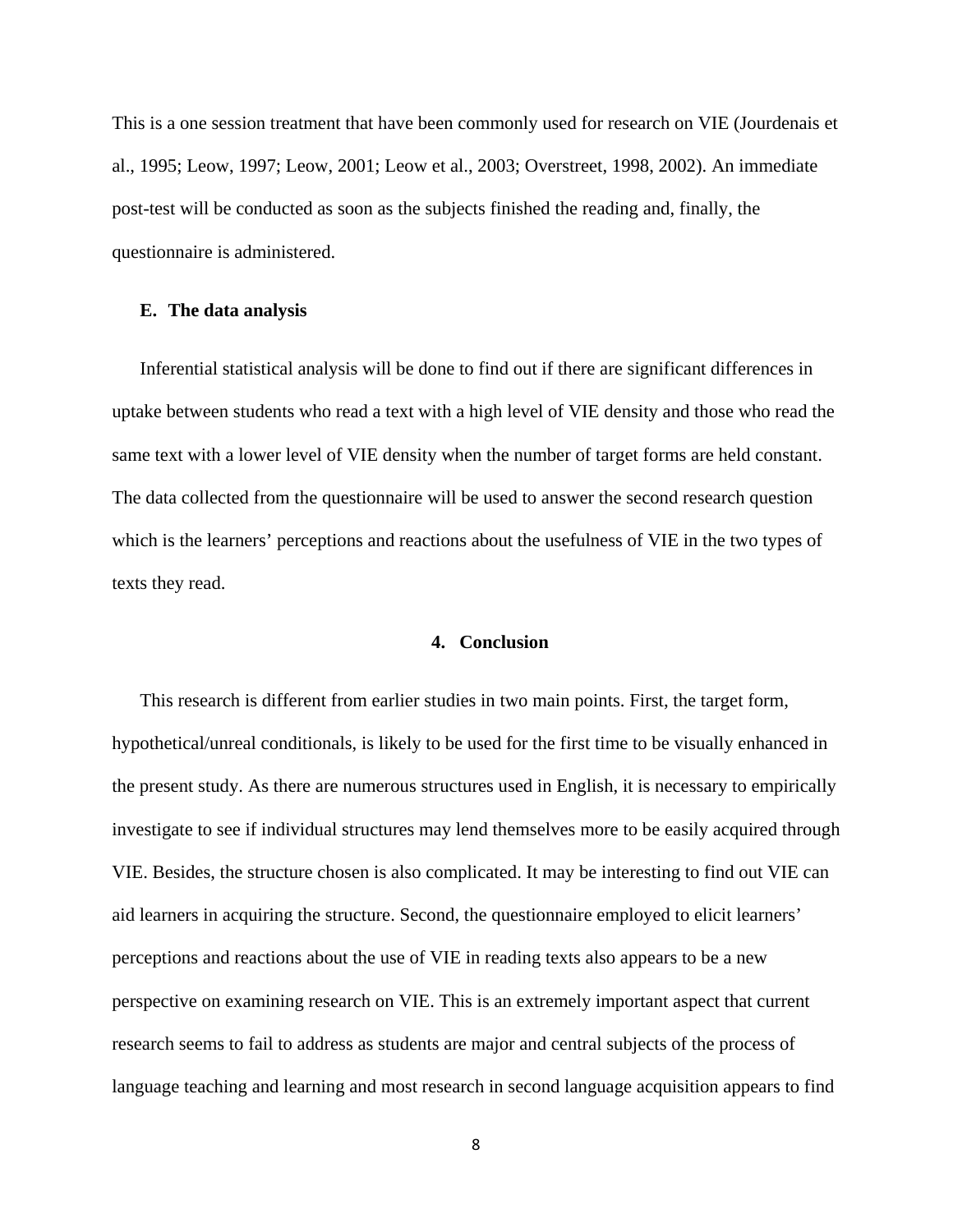This is a one session treatment that have been commonly used for research on VIE (Jourdenais et al., 1995; Leow, 1997; Leow, 2001; Leow et al., 2003; Overstreet, 1998, 2002). An immediate post-test will be conducted as soon as the subjects finished the reading and, finally, the questionnaire is administered.

### E. The data analysis

Inferential statistical analysis will be done to find out if there are significant differences in uptake between students who read a text with a high level of VIE density and those who read the same text with a lower level of VIE density when the number of target forms are held constant. The data collected from the questionnaire will be used to answer the second research question which is the learners' perceptions and reactions about the usefulness of VIE in the two types of texts they read.

## 4. Conclusion

This research is different from earlier studies in two main points. First, the target form, hypothetical/unreal conditionals, is likely to be used for the first time to be visually enhanced in the present study. As there are numerous structures used in English, it is necessary to empirically investigate to see if individual structures may lend themselves more to be easily acquired through VIE. Besides, the structure chosen is also complicated. It may be interesting to find out VIE can aid learners in acquiring the structure. Second, the questionnaire employed to elicit learners' perceptions and reactions about the use of VIE in reading texts also appears to be a new perspective on examining research on VIE. This is an extremely important aspect that current research seems to fail to address as students are major and central subjects of the process of language teaching and learning and most research in second language acquisition appears to find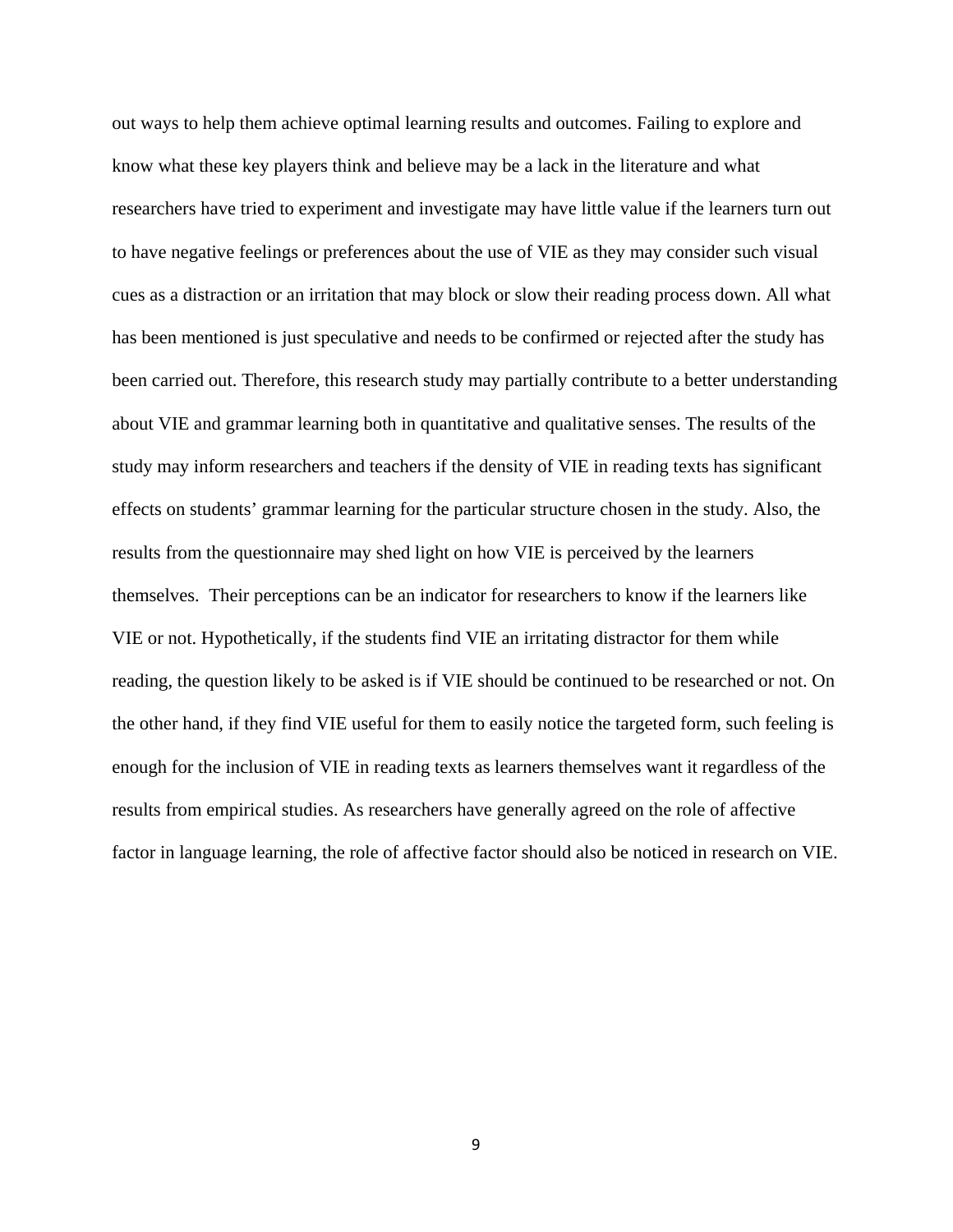out ways to help them achieve optimal learning results and outcomes. Failing to explore and know what these key players think and believe may be a lack in the literature and what researchers have tried to experiment and investigate may have little value if the learners turn out to have negative feelings or preferences about the use of VIE as they may consider such visual cues as a distraction or an irritation that may block or slow their reading process down. All what has been mentioned is just speculative and needs to be confirmed or rejected after the study has been carried out. Therefore, this research study may partially contribute to a better understanding about VIE and grammar learning both in quantitative and qualitative senses. The results of the study may inform researchers and teachers if the density of VIE in reading texts has significant effects on students' grammar learning for the particular structure chosen in the study. Also, the results from the questionnaire may shed light on how VIE is perceived by the learners themselves. Their perceptions can be an indicator for researchers to know if the learners like VIE or not. Hypothetically, if the students find VIE an irritating distractor for them while reading, the question likely to be asked is if VIE should be continued to be researched or not. On the other hand, if they find VIE useful for them to easily notice the targeted form, such feeling is enough for the inclusion of VIE in reading texts as learners themselves want it regardless of the results from empirical studies. As researchers have generally agreed on the role of affective factor in language learning, the role of affective factor should also be noticed in research on VIE.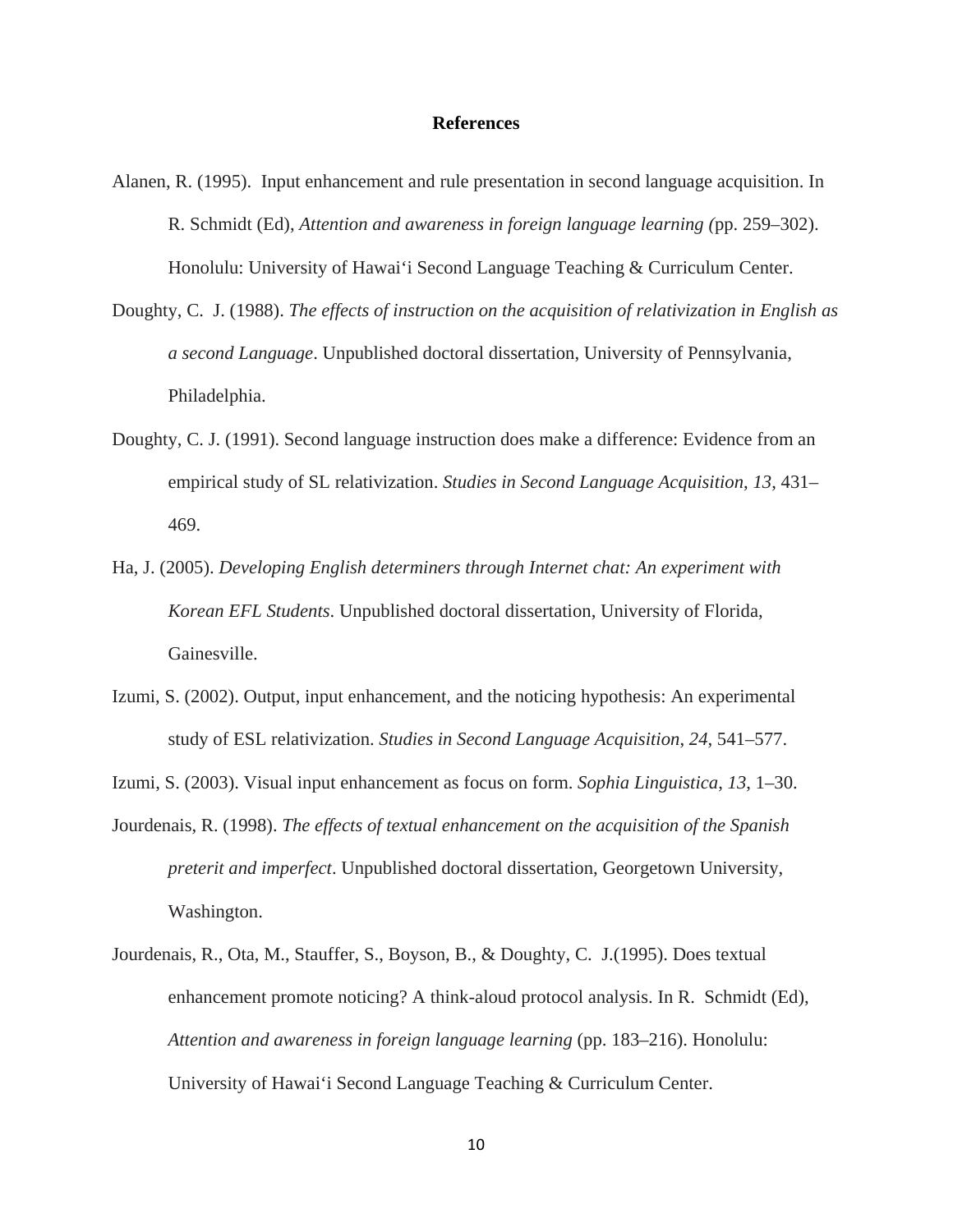# References

Alanen, R. (1995). Input enhancement and rule presentation in second language acquisition. In R. Schmidt (Ed), *Attention and awareness in foreign language learning (*pp. 259–302). Honolulu: University of Hawai'i Second Language Teaching & Curriculum Center.

Doughty, C. J. (1988). *The effects of instruction on the acquisition of relativization in English as a second Language*. Unpublished doctoral dissertation, University of Pennsylvania, Philadelphia.

Doughty, C. J. (1991). Second language instruction does make a difference: Evidence from an empirical study of SL relativization. *Studies in Second Language Acquisition*, *13*, 431–469.

Ha, J. (2005). *Developing English determiners through Internet chat: An experiment with Korean EFL Students*. Unpublished doctoral dissertation, University of Florida, Gainesville.

Izumi, S. (2002). Output, input enhancement, and the noticing hypothesis: An experimental study of ESL relativization. *Studies in Second Language Acquisition*, *24*, 541–577.

Izumi, S. (2003). Visual input enhancement as focus on form. *Sophia Linguistica*, *13*, 1–30.

Jourdenais, R. (1998). *The effects of textual enhancement on the acquisition of the Spanish preterit and imperfect*. Unpublished doctoral dissertation, Georgetown University, Washington.

Jourdenais, R., Ota, M., Stauffer, S., Boyson, B., & Doughty, C. J.(1995). Does textual enhancement promote noticing? A think-aloud protocol analysis. In R. Schmidt (Ed), *Attention and awareness in foreign language learning* (pp. 183–216). Honolulu: University of Hawai'i Second Language Teaching & Curriculum Center.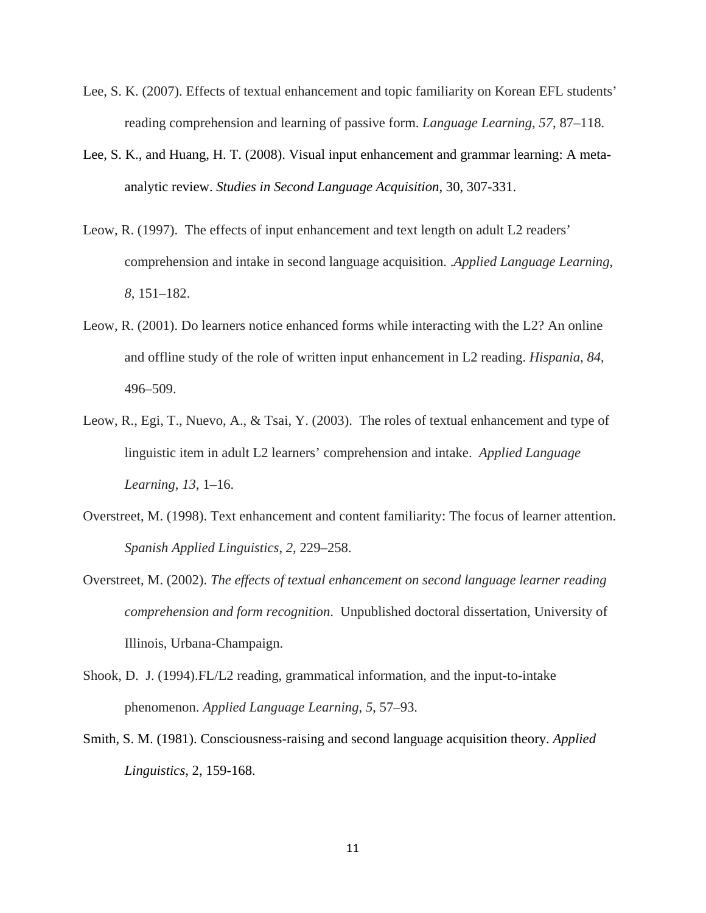Lee, S. K. (2007). Effects of textual enhancement and topic familiarity on Korean EFL students' reading comprehension and learning of passive form. *Language Learning*, *57*, 87–118.

Lee, S. K., and Huang, H. T. (2008). Visual input enhancement and grammar learning: A meta-analytic review. *Studies in Second Language Acquisition*, 30, 307-331.

Leow, R. (1997). The effects of input enhancement and text length on adult L2 readers' comprehension and intake in second language acquisition. .*Applied Language Learning*, *8*, 151–182.

Leow, R. (2001). Do learners notice enhanced forms while interacting with the L2? An online and offline study of the role of written input enhancement in L2 reading. *Hispania*, *84*, 496–509.

Leow, R., Egi, T., Nuevo, A., & Tsai, Y. (2003). The roles of textual enhancement and type of linguistic item in adult L2 learners' comprehension and intake. *Applied Language Learning*, *13*, 1–16.

Overstreet, M. (1998). Text enhancement and content familiarity: The focus of learner attention. *Spanish Applied Linguistics*, *2*, 229–258.

Overstreet, M. (2002). *The effects of textual enhancement on second language learner reading comprehension and form recognition*. Unpublished doctoral dissertation, University of Illinois, Urbana-Champaign.

Shook, D. J. (1994).FL/L2 reading, grammatical information, and the input-to-intake phenomenon. *Applied Language Learning*, *5*, 57–93.

Smith, S. M. (1981). Consciousness-raising and second language acquisition theory. *Applied Linguistics*, 2, 159-168.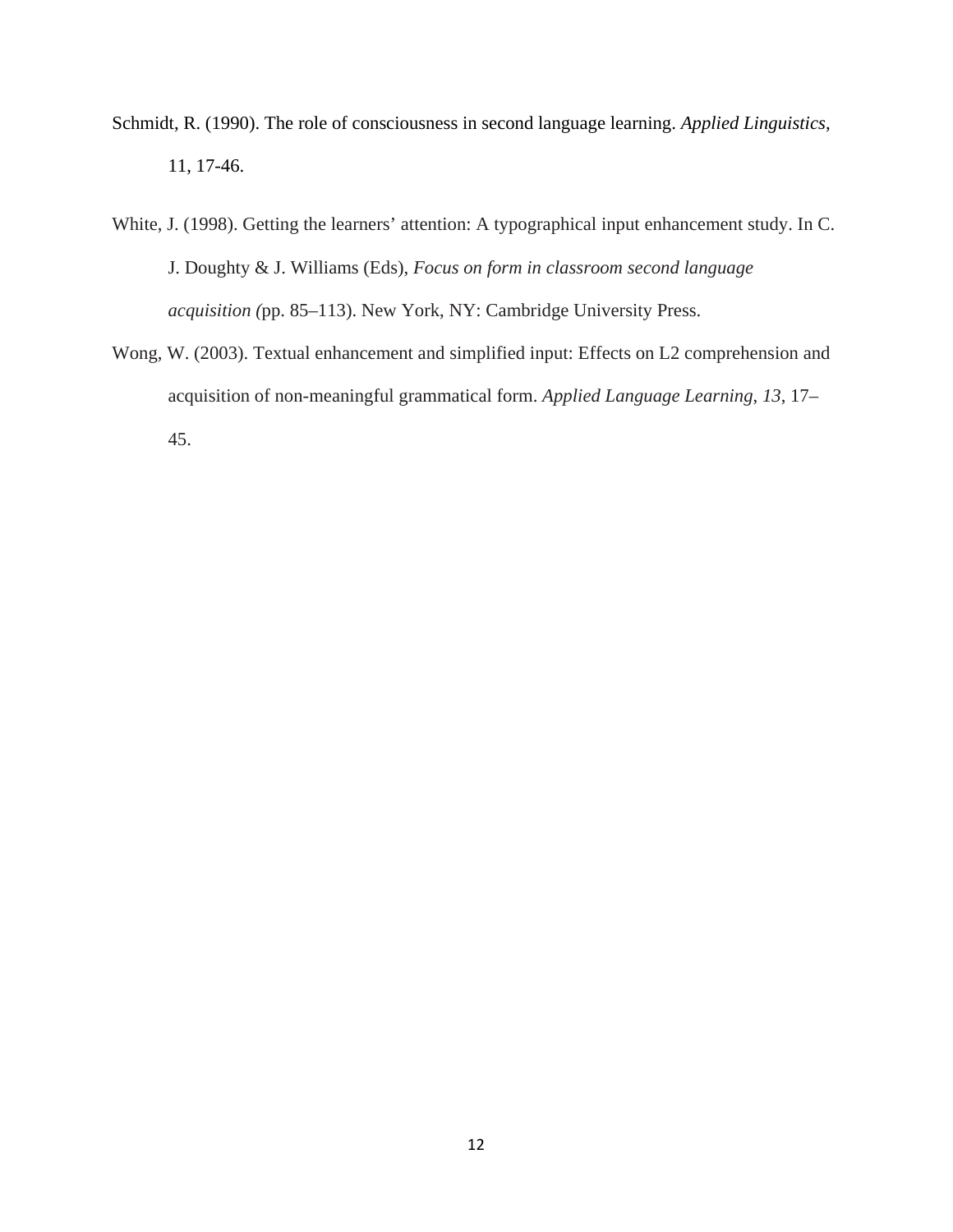Schmidt, R. (1990). The role of consciousness in second language learning. *Applied Linguistics*, 11, 17-46.

White, J. (1998). Getting the learners' attention: A typographical input enhancement study. In C. J. Doughty & J. Williams (Eds), *Focus on form in classroom second language acquisition (*pp. 85–113). New York, NY: Cambridge University Press.

Wong, W. (2003). Textual enhancement and simplified input: Effects on L2 comprehension and acquisition of non-meaningful grammatical form. *Applied Language Learning*, *13*, 17–45.